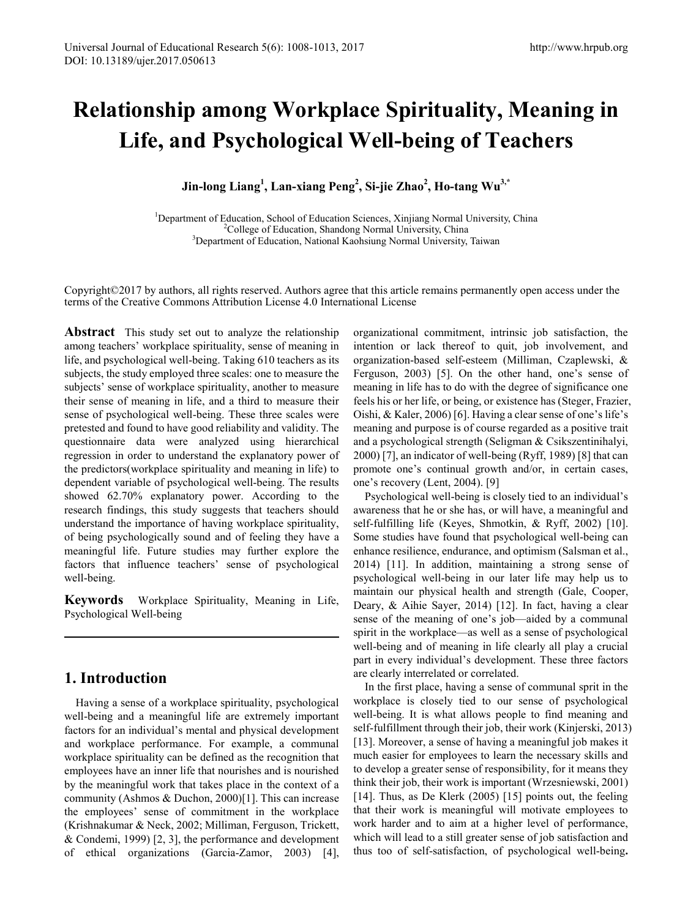# Relationship among Workplace Spirituality, Meaning in Life, and Psychological Well-being of Teachers

**Jin-long Liang[1], Lan-xiang Peng[2], Si-jie Zhao[2], Ho-tang Wu[3,*]**

[1]Department of Education, School of Education Sciences, Xinjiang Normal University, China
[2]College of Education, Shandong Normal University, China
[3]Department of Education, National Kaohsiung Normal University, Taiwan

Copyright©2017 by authors, all rights reserved. Authors agree that this article remains permanently open access under the terms of the Creative Commons Attribution License 4.0 International License

**Abstract** This study set out to analyze the relationship among teachers' workplace spirituality, sense of meaning in life, and psychological well-being. Taking 610 teachers as its subjects, the study employed three scales: one to measure the subjects' sense of workplace spirituality, another to measure their sense of meaning in life, and a third to measure their sense of psychological well-being. These three scales were pretested and found to have good reliability and validity. The questionnaire data were analyzed using hierarchical regression in order to understand the explanatory power of the predictors(workplace spirituality and meaning in life) to dependent variable of psychological well-being. The results showed 62.70% explanatory power. According to the research findings, this study suggests that teachers should understand the importance of having workplace spirituality, of being psychologically sound and of feeling they have a meaningful life. Future studies may further explore the factors that influence teachers' sense of psychological well-being.

**Keywords** Workplace Spirituality, Meaning in Life, Psychological Well-being

## 1. Introduction

Having a sense of a workplace spirituality, psychological well-being and a meaningful life are extremely important factors for an individual's mental and physical development and workplace performance. For example, a communal workplace spirituality can be defined as the recognition that employees have an inner life that nourishes and is nourished by the meaningful work that takes place in the context of a community (Ashmos & Duchon, 2000)[1]. This can increase the employees' sense of commitment in the workplace (Krishnakumar & Neck, 2002; Milliman, Ferguson, Trickett, & Condemi, 1999) [2, 3], the performance and development of ethical organizations (Garcia-Zamor, 2003) [4], organizational commitment, intrinsic job satisfaction, the intention or lack thereof to quit, job involvement, and organization-based self-esteem (Milliman, Czaplewski, & Ferguson, 2003) [5]. On the other hand, one's sense of meaning in life has to do with the degree of significance one feels his or her life, or being, or existence has (Steger, Frazier, Oishi, & Kaler, 2006) [6]. Having a clear sense of one's life's meaning and purpose is of course regarded as a positive trait and a psychological strength (Seligman & Csikszentinihalyi, 2000) [7], an indicator of well-being (Ryff, 1989) [8] that can promote one's continual growth and/or, in certain cases, one's recovery (Lent, 2004). [9]

Psychological well-being is closely tied to an individual's awareness that he or she has, or will have, a meaningful and self-fulfilling life (Keyes, Shmotkin, & Ryff, 2002) [10]. Some studies have found that psychological well-being can enhance resilience, endurance, and optimism (Salsman et al., 2014) [11]. In addition, maintaining a strong sense of psychological well-being in our later life may help us to maintain our physical health and strength (Gale, Cooper, Deary, & Aihie Sayer, 2014) [12]. In fact, having a clear sense of the meaning of one's job—aided by a communal spirit in the workplace—as well as a sense of psychological well-being and of meaning in life clearly all play a crucial part in every individual's development. These three factors are clearly interrelated or correlated.

In the first place, having a sense of communal sprit in the workplace is closely tied to our sense of psychological well-being. It is what allows people to find meaning and self-fulfillment through their job, their work (Kinjerski, 2013) [13]. Moreover, a sense of having a meaningful job makes it much easier for employees to learn the necessary skills and to develop a greater sense of responsibility, for it means they think their job, their work is important (Wrzesniewski, 2001) [14]. Thus, as De Klerk (2005) [15] points out, the feeling that their work is meaningful will motivate employees to work harder and to aim at a higher level of performance, which will lead to a still greater sense of job satisfaction and thus too of self-satisfaction, of psychological well-being**.**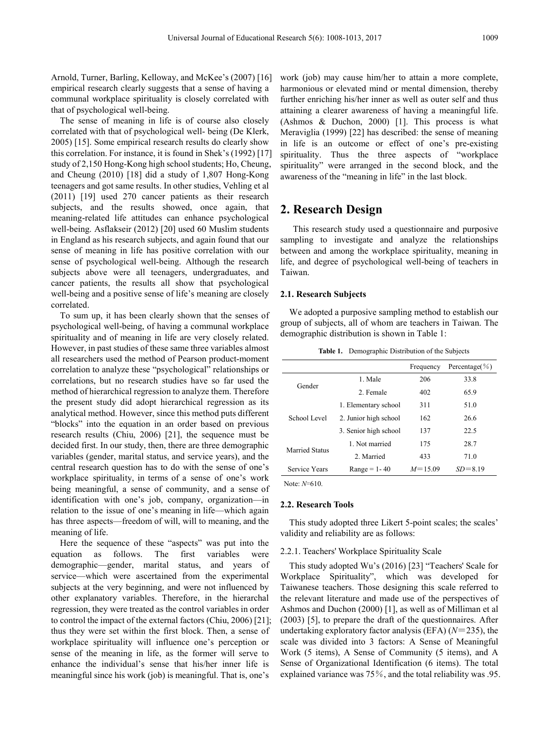Arnold, Turner, Barling, Kelloway, and McKee's (2007) [16] empirical research clearly suggests that a sense of having a communal workplace spirituality is closely correlated with that of psychological well-being.

The sense of meaning in life is of course also closely correlated with that of psychological well- being (De Klerk, 2005) [15]. Some empirical research results do clearly show this correlation. For instance, it is found in Shek's (1992) [17] study of 2,150 Hong-Kong high school students; Ho, Cheung, and Cheung (2010) [18] did a study of 1,807 Hong-Kong teenagers and got same results. In other studies, Vehling et al (2011) [19] used 270 cancer patients as their research subjects, and the results showed, once again, that meaning-related life attitudes can enhance psychological well-being. Asflakseir (2012) [20] used 60 Muslim students in England as his research subjects, and again found that our sense of meaning in life has positive correlation with our sense of psychological well-being. Although the research subjects above were all teenagers, undergraduates, and cancer patients, the results all show that psychological well-being and a positive sense of life's meaning are closely correlated.

To sum up, it has been clearly shown that the senses of psychological well-being, of having a communal workplace spirituality and of meaning in life are very closely related. However, in past studies of these same three variables almost all researchers used the method of Pearson product-moment correlation to analyze these "psychological" relationships or correlations, but no research studies have so far used the method of hierarchical regression to analyze them. Therefore the present study did adopt hierarchical regression as its analytical method. However, since this method puts different "blocks" into the equation in an order based on previous research results (Chiu, 2006) [21], the sequence must be decided first. In our study, then, there are three demographic variables (gender, marital status, and service years), and the central research question has to do with the sense of one's workplace spirituality, in terms of a sense of one's work being meaningful, a sense of community, and a sense of identification with one's job, company, organization—in relation to the issue of one's meaning in life—which again has three aspects—freedom of will, will to meaning, and the meaning of life.

Here the sequence of these "aspects" was put into the equation as follows. The first variables were demographic—gender, marital status, and years of service—which were ascertained from the experimental subjects at the very beginning, and were not influenced by other explanatory variables. Therefore, in the hierarchal regression, they were treated as the control variables in order to control the impact of the external factors (Chiu, 2006) [21]; thus they were set within the first block. Then, a sense of workplace spirituality will influence one's perception or sense of the meaning in life, as the former will serve to enhance the individual's sense that his/her inner life is meaningful since his work (job) is meaningful. That is, one's work (job) may cause him/her to attain a more complete, harmonious or elevated mind or mental dimension, thereby further enriching his/her inner as well as outer self and thus attaining a clearer awareness of having a meaningful life. (Ashmos & Duchon, 2000) [1]. This process is what Meraviglia (1999) [22] has described: the sense of meaning in life is an outcome or effect of one's pre-existing spirituality. Thus the three aspects of "workplace spirituality" were arranged in the second block, and the awareness of the "meaning in life" in the last block.

## 2. Research Design

This research study used a questionnaire and purposive sampling to investigate and analyze the relationships between and among the workplace spirituality, meaning in life, and degree of psychological well-being of teachers in Taiwan.

### 2.1. Research Subjects

We adopted a purposive sampling method to establish our group of subjects, all of whom are teachers in Taiwan. The demographic distribution is shown in Table 1:

**Table 1.** Demographic Distribution of the Subjects

| | | Frequency | Percentage(%) |
|---|---|---|---|
| Gender | 1. Male | 206 | 33.8 |
| | 2. Female | 402 | 65.9 |
| School Level | 1. Elementary school | 311 | 51.0 |
| | 2. Junior high school | 162 | 26.6 |
| | 3. Senior high school | 137 | 22.5 |
| Married Status | 1. Not married | 175 | 28.7 |
| | 2. Married | 433 | 71.0 |
| Service Years | Range = 1- 40 | $M$=15.09 | $SD$=8.19 |

Note: $N$=610.

### 2.2. Research Tools

This study adopted three Likert 5-point scales; the scales' validity and reliability are as follows:

#### 2.2.1. Teachers' Workplace Spirituality Scale

This study adopted Wu's (2016) [23] "Teachers' Scale for Workplace Spirituality", which was developed for Taiwanese teachers. Those designing this scale referred to the relevant literature and made use of the perspectives of Ashmos and Duchon (2000) [1], as well as of Milliman et al (2003) [5], to prepare the draft of the questionnaires. After undertaking exploratory factor analysis (EFA) ($N$=235), the scale was divided into 3 factors: A Sense of Meaningful Work (5 items), A Sense of Community (5 items), and A Sense of Organizational Identification (6 items). The total explained variance was 75%, and the total reliability was .95.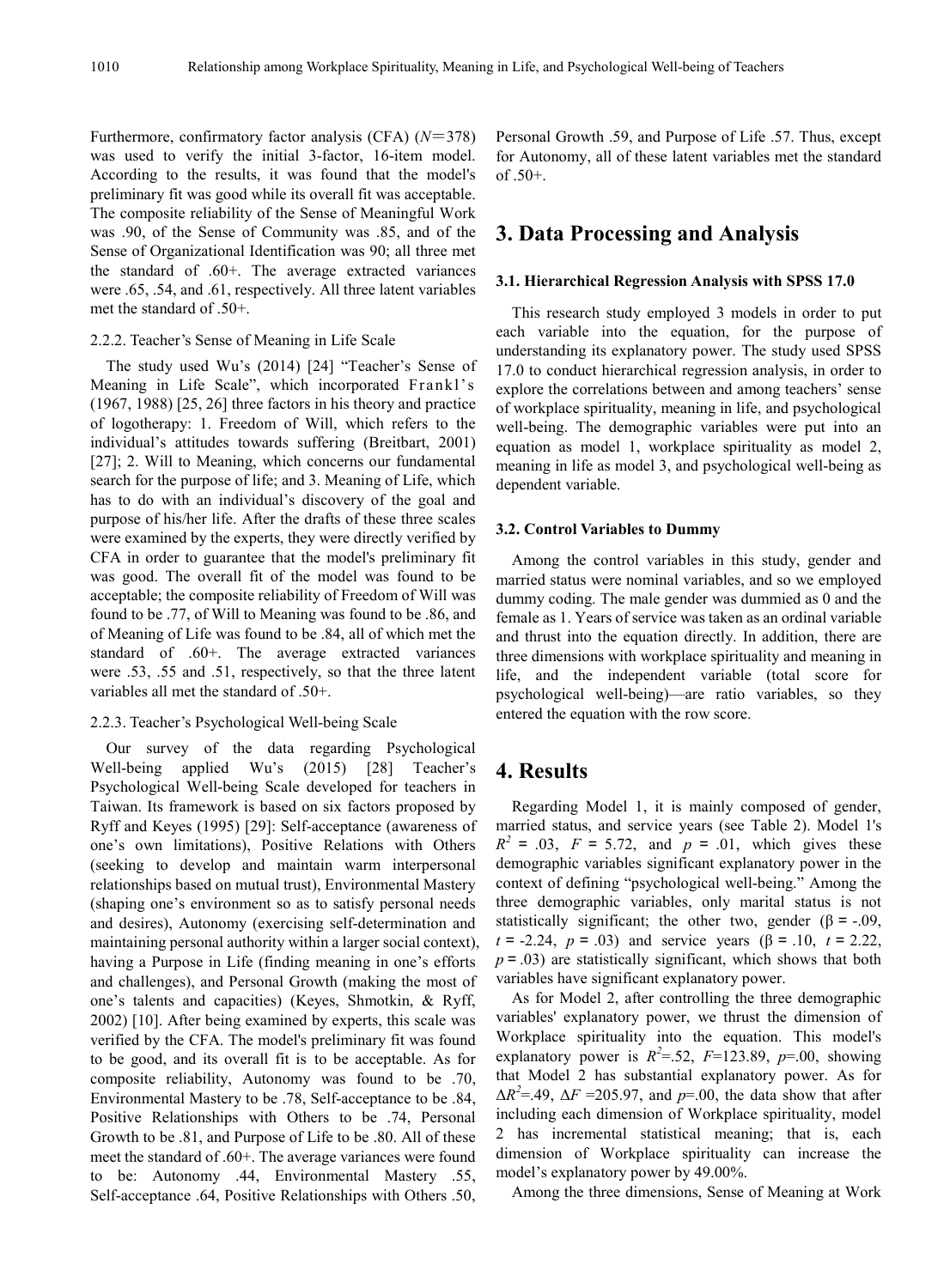Furthermore, confirmatory factor analysis (CFA) ($N$=378) was used to verify the initial 3-factor, 16-item model. According to the results, it was found that the model's preliminary fit was good while its overall fit was acceptable. The composite reliability of the Sense of Meaningful Work was .90, of the Sense of Community was .85, and of the Sense of Organizational Identification was 90; all three met the standard of .60+. The average extracted variances were .65, .54, and .61, respectively. All three latent variables met the standard of .50+.

#### 2.2.2. Teacher's Sense of Meaning in Life Scale

The study used Wu's (2014) [24] "Teacher's Sense of Meaning in Life Scale", which incorporated Frankl's (1967, 1988) [25, 26] three factors in his theory and practice of logotherapy: 1. Freedom of Will, which refers to the individual's attitudes towards suffering (Breitbart, 2001) [27]; 2. Will to Meaning, which concerns our fundamental search for the purpose of life; and 3. Meaning of Life, which has to do with an individual's discovery of the goal and purpose of his/her life. After the drafts of these three scales were examined by the experts, they were directly verified by CFA in order to guarantee that the model's preliminary fit was good. The overall fit of the model was found to be acceptable; the composite reliability of Freedom of Will was found to be .77, of Will to Meaning was found to be .86, and of Meaning of Life was found to be .84, all of which met the standard of .60+. The average extracted variances were .53, .55 and .51, respectively, so that the three latent variables all met the standard of .50+.

#### 2.2.3. Teacher's Psychological Well-being Scale

Our survey of the data regarding Psychological Well-being applied Wu's (2015) [28] Teacher's Psychological Well-being Scale developed for teachers in Taiwan. Its framework is based on six factors proposed by Ryff and Keyes (1995) [29]: Self-acceptance (awareness of one's own limitations), Positive Relations with Others (seeking to develop and maintain warm interpersonal relationships based on mutual trust), Environmental Mastery (shaping one's environment so as to satisfy personal needs and desires), Autonomy (exercising self-determination and maintaining personal authority within a larger social context), having a Purpose in Life (finding meaning in one's efforts and challenges), and Personal Growth (making the most of one's talents and capacities) (Keyes, Shmotkin, & Ryff, 2002) [10]. After being examined by experts, this scale was verified by the CFA. The model's preliminary fit was found to be good, and its overall fit is to be acceptable. As for composite reliability, Autonomy was found to be .70, Environmental Mastery to be .78, Self-acceptance to be .84, Positive Relationships with Others to be .74, Personal Growth to be .81, and Purpose of Life to be .80. All of these meet the standard of .60+. The average variances were found to be: Autonomy .44, Environmental Mastery .55, Self-acceptance .64, Positive Relationships with Others .50, Personal Growth .59, and Purpose of Life .57. Thus, except for Autonomy, all of these latent variables met the standard of .50+.

## 3. Data Processing and Analysis

### 3.1. Hierarchical Regression Analysis with SPSS 17.0

This research study employed 3 models in order to put each variable into the equation, for the purpose of understanding its explanatory power. The study used SPSS 17.0 to conduct hierarchical regression analysis, in order to explore the correlations between and among teachers' sense of workplace spirituality, meaning in life, and psychological well-being. The demographic variables were put into an equation as model 1, workplace spirituality as model 2, meaning in life as model 3, and psychological well-being as dependent variable.

### 3.2. Control Variables to Dummy

Among the control variables in this study, gender and married status were nominal variables, and so we employed dummy coding. The male gender was dummied as 0 and the female as 1. Years of service was taken as an ordinal variable and thrust into the equation directly. In addition, there are three dimensions with workplace spirituality and meaning in life, and the independent variable (total score for psychological well-being)—are ratio variables, so they entered the equation with the row score.

## 4. Results

Regarding Model 1, it is mainly composed of gender, married status, and service years (see Table 2). Model 1's $R^2$ = .03, $F$ = 5.72, and $p$ = .01, which gives these demographic variables significant explanatory power in the context of defining "psychological well-being." Among the three demographic variables, only marital status is not statistically significant; the other two, gender ($\beta$ = -.09, $t$ = -2.24, $p$ = .03) and service years ($\beta$ = .10, $t$ = 2.22, $p$ = .03) are statistically significant, which shows that both variables have significant explanatory power.

As for Model 2, after controlling the three demographic variables' explanatory power, we thrust the dimension of Workplace spirituality into the equation. This model's explanatory power is $R^2$=.52, $F$=123.89, $p$=.00, showing that Model 2 has substantial explanatory power. As for $\Delta R^2$=.49, $\Delta F$ =205.97, and $p$=.00, the data show that after including each dimension of Workplace spirituality, model 2 has incremental statistical meaning; that is, each dimension of Workplace spirituality can increase the model's explanatory power by 49.00%.

Among the three dimensions, Sense of Meaning at Work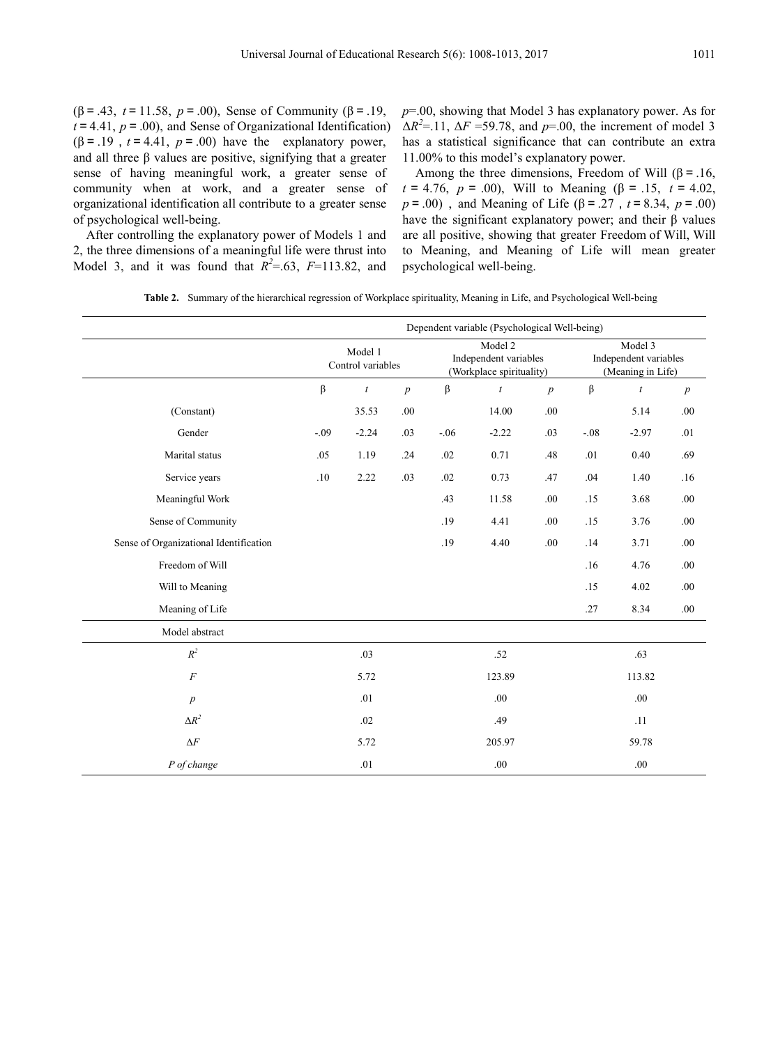(β = .43, $t$ = 11.58, $p$ = .00), Sense of Community (β = .19, $t$ = 4.41, $p$ = .00), and Sense of Organizational Identification) (β = .19 , $t$ = 4.41, $p$ = .00) have the explanatory power, and all three β values are positive, signifying that a greater sense of having meaningful work, a greater sense of community when at work, and a greater sense of organizational identification all contribute to a greater sense of psychological well-being.

After controlling the explanatory power of Models 1 and 2, the three dimensions of a meaningful life were thrust into Model 3, and it was found that $R^2$=.63, $F$=113.82, and $p$=.00, showing that Model 3 has explanatory power. As for $\Delta R^2$=.11, $\Delta F$ =59.78, and $p$=.00, the increment of model 3 has a statistical significance that can contribute an extra 11.00% to this model's explanatory power.

Among the three dimensions, Freedom of Will (β = .16, $t$ = 4.76, $p$ = .00), Will to Meaning (β = .15, $t$ = 4.02, $p$ = .00) , and Meaning of Life (β = .27 , $t$ = 8.34, $p$ = .00) have the significant explanatory power; and their β values are all positive, showing that greater Freedom of Will, Will to Meaning, and Meaning of Life will mean greater psychological well-being.

**Table 2.** Summary of the hierarchical regression of Workplace spirituality, Meaning in Life, and Psychological Well-being

| | Dependent variable (Psychological Well-being) | | | | | | | | |
|---|---|---|---|---|---|---|---|---|---|
| | Model 1 Control variables | | | Model 2 Independent variables (Workplace spirituality) | | | Model 3 Independent variables (Meaning in Life) | | |
| | β | $t$ | $p$ | β | $t$ | $p$ | β | $t$ | $p$ |
| (Constant) | | 35.53 | .00 | | 14.00 | .00 | | 5.14 | .00 |
| Gender | -.09 | -2.24 | .03 | -.06 | -2.22 | .03 | -.08 | -2.97 | .01 |
| Marital status | .05 | 1.19 | .24 | .02 | 0.71 | .48 | .01 | 0.40 | .69 |
| Service years | .10 | 2.22 | .03 | .02 | 0.73 | .47 | .04 | 1.40 | .16 |
| Meaningful Work | | | | .43 | 11.58 | .00 | .15 | 3.68 | .00 |
| Sense of Community | | | | .19 | 4.41 | .00 | .15 | 3.76 | .00 |
| Sense of Organizational Identification | | | | .19 | 4.40 | .00 | .14 | 3.71 | .00 |
| Freedom of Will | | | | | | | .16 | 4.76 | .00 |
| Will to Meaning | | | | | | | .15 | 4.02 | .00 |
| Meaning of Life | | | | | | | .27 | 8.34 | .00 |
| Model abstract | | | | | | | | | |
| $R^2$ | | .03 | | | .52 | | | .63 | |
| $F$ | | 5.72 | | | 123.89 | | | 113.82 | |
| $p$ | | .01 | | | .00 | | | .00 | |
| $\Delta R^2$ | | .02 | | | .49 | | | .11 | |
| $\Delta F$ | | 5.72 | | | 205.97 | | | 59.78 | |
| *P of change* | | .01 | | | .00 | | | .00 | |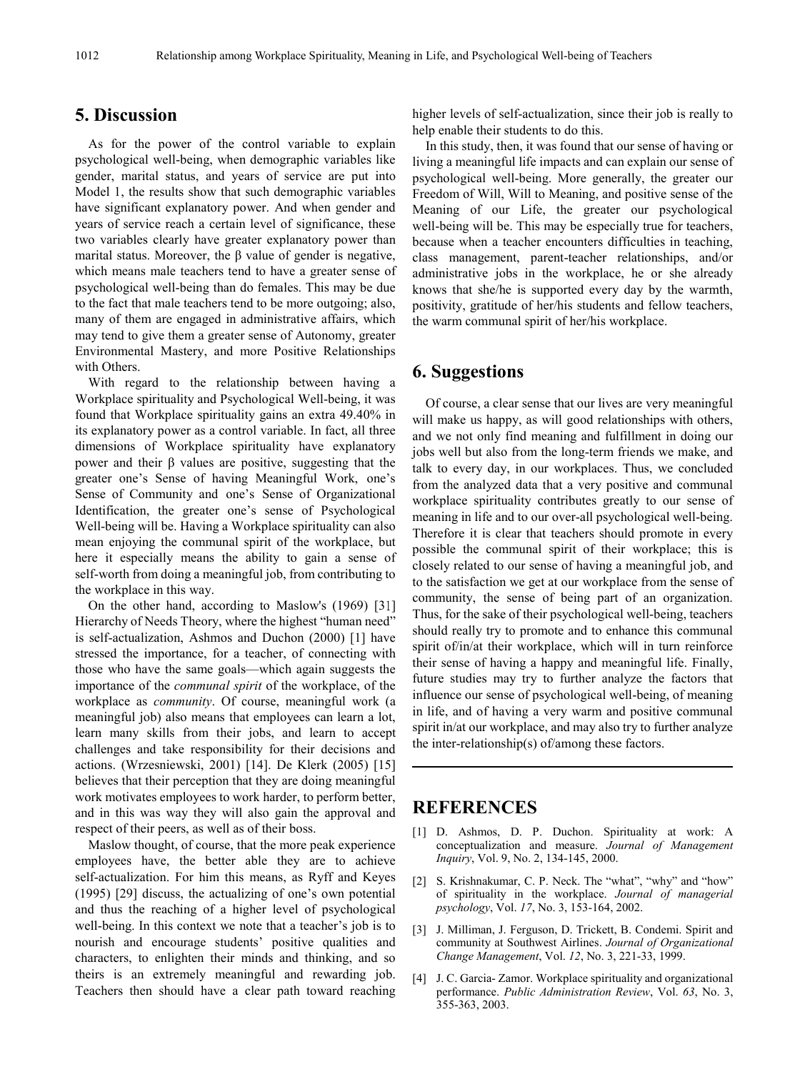## 5. Discussion

As for the power of the control variable to explain psychological well-being, when demographic variables like gender, marital status, and years of service are put into Model 1, the results show that such demographic variables have significant explanatory power. And when gender and years of service reach a certain level of significance, these two variables clearly have greater explanatory power than marital status. Moreover, the β value of gender is negative, which means male teachers tend to have a greater sense of psychological well-being than do females. This may be due to the fact that male teachers tend to be more outgoing; also, many of them are engaged in administrative affairs, which may tend to give them a greater sense of Autonomy, greater Environmental Mastery, and more Positive Relationships with Others.

With regard to the relationship between having a Workplace spirituality and Psychological Well-being, it was found that Workplace spirituality gains an extra 49.40% in its explanatory power as a control variable. In fact, all three dimensions of Workplace spirituality have explanatory power and their β values are positive, suggesting that the greater one's Sense of having Meaningful Work, one's Sense of Community and one's Sense of Organizational Identification, the greater one's sense of Psychological Well-being will be. Having a Workplace spirituality can also mean enjoying the communal spirit of the workplace, but here it especially means the ability to gain a sense of self-worth from doing a meaningful job, from contributing to the workplace in this way.

On the other hand, according to Maslow's (1969) [31] Hierarchy of Needs Theory, where the highest "human need" is self-actualization, Ashmos and Duchon (2000) [1] have stressed the importance, for a teacher, of connecting with those who have the same goals—which again suggests the importance of the *communal spirit* of the workplace, of the workplace as *community*. Of course, meaningful work (a meaningful job) also means that employees can learn a lot, learn many skills from their jobs, and learn to accept challenges and take responsibility for their decisions and actions. (Wrzesniewski, 2001) [14]. De Klerk (2005) [15] believes that their perception that they are doing meaningful work motivates employees to work harder, to perform better, and in this was way they will also gain the approval and respect of their peers, as well as of their boss.

Maslow thought, of course, that the more peak experience employees have, the better able they are to achieve self-actualization. For him this means, as Ryff and Keyes (1995) [29] discuss, the actualizing of one's own potential and thus the reaching of a higher level of psychological well-being. In this context we note that a teacher's job is to nourish and encourage students' positive qualities and characters, to enlighten their minds and thinking, and so theirs is an extremely meaningful and rewarding job. Teachers then should have a clear path toward reaching higher levels of self-actualization, since their job is really to help enable their students to do this.

In this study, then, it was found that our sense of having or living a meaningful life impacts and can explain our sense of psychological well-being. More generally, the greater our Freedom of Will, Will to Meaning, and positive sense of the Meaning of our Life, the greater our psychological well-being will be. This may be especially true for teachers, because when a teacher encounters difficulties in teaching, class management, parent-teacher relationships, and/or administrative jobs in the workplace, he or she already knows that she/he is supported every day by the warmth, positivity, gratitude of her/his students and fellow teachers, the warm communal spirit of her/his workplace.

## 6. Suggestions

Of course, a clear sense that our lives are very meaningful will make us happy, as will good relationships with others, and we not only find meaning and fulfillment in doing our jobs well but also from the long-term friends we make, and talk to every day, in our workplaces. Thus, we concluded from the analyzed data that a very positive and communal workplace spirituality contributes greatly to our sense of meaning in life and to our over-all psychological well-being. Therefore it is clear that teachers should promote in every possible the communal spirit of their workplace; this is closely related to our sense of having a meaningful job, and to the satisfaction we get at our workplace from the sense of community, the sense of being part of an organization. Thus, for the sake of their psychological well-being, teachers should really try to promote and to enhance this communal spirit of/in/at their workplace, which will in turn reinforce their sense of having a happy and meaningful life. Finally, future studies may try to further analyze the factors that influence our sense of psychological well-being, of meaning in life, and of having a very warm and positive communal spirit in/at our workplace, and may also try to further analyze the inter-relationship(s) of/among these factors.

## REFERENCES

[1] D. Ashmos, D. P. Duchon. Spirituality at work: A conceptualization and measure. *Journal of Management Inquiry*, Vol. 9, No. 2, 134-145, 2000.

[2] S. Krishnakumar, C. P. Neck. The "what", "why" and "how" of spirituality in the workplace. *Journal of managerial psychology*, Vol. *17*, No. 3, 153-164, 2002.

[3] J. Milliman, J. Ferguson, D. Trickett, B. Condemi. Spirit and community at Southwest Airlines. *Journal of Organizational Change Management*, Vol. *12*, No. 3, 221-33, 1999.

[4] J. C. Garcia- Zamor. Workplace spirituality and organizational performance. *Public Administration Review*, Vol. *63*, No. 3, 355-363, 2003.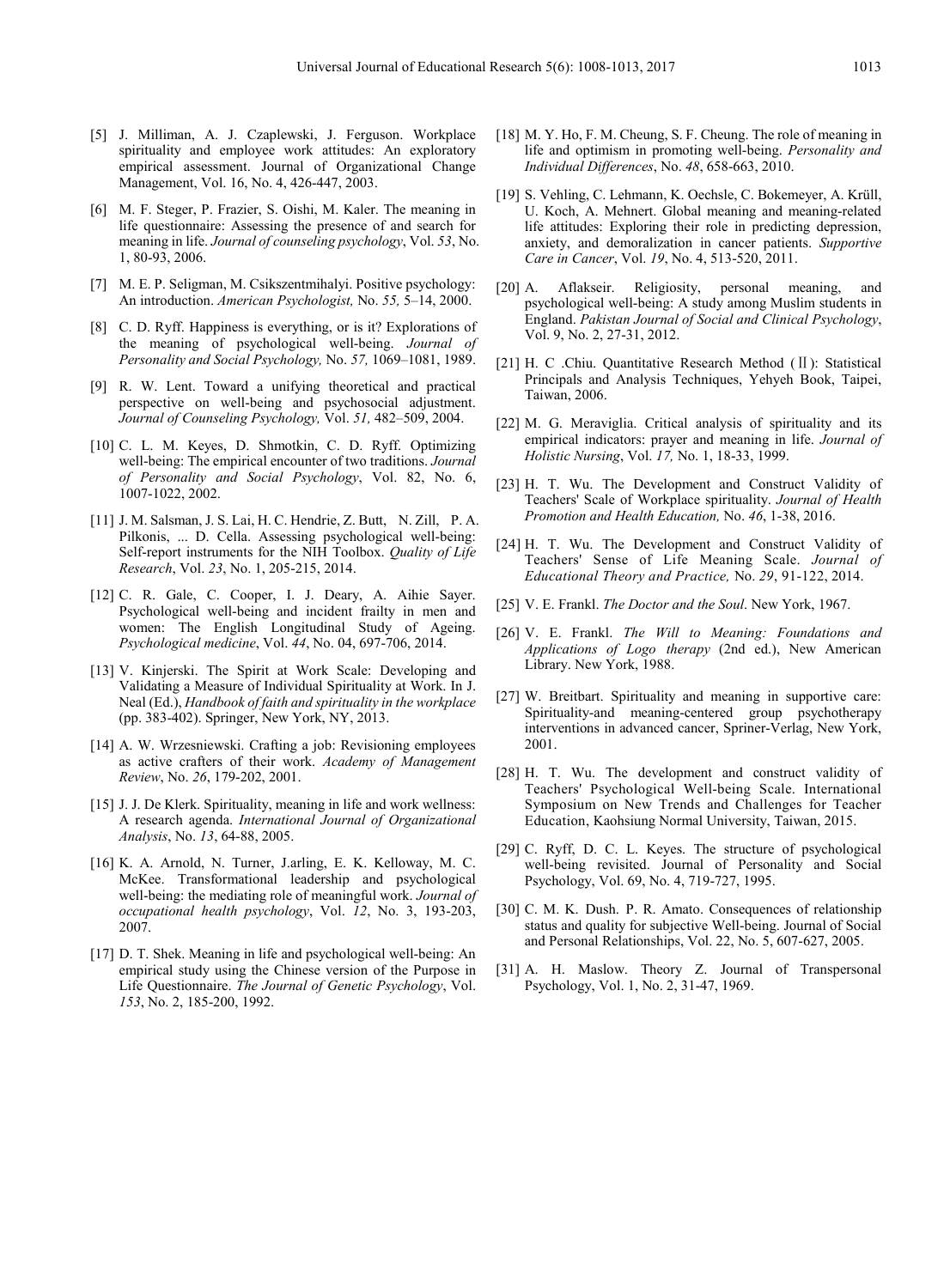[5] J. Milliman, A. J. Czaplewski, J. Ferguson. Workplace spirituality and employee work attitudes: An exploratory empirical assessment. Journal of Organizational Change Management, Vol. 16, No. 4, 426-447, 2003.

[6] M. F. Steger, P. Frazier, S. Oishi, M. Kaler. The meaning in life questionnaire: Assessing the presence of and search for meaning in life. *Journal of counseling psychology*, Vol. *53*, No. 1, 80-93, 2006.

[7] M. E. P. Seligman, M. Csikszentmihalyi. Positive psychology: An introduction. *American Psychologist,* No. *55,* 5–14, 2000.

[8] C. D. Ryff. Happiness is everything, or is it? Explorations of the meaning of psychological well-being. *Journal of Personality and Social Psychology,* No. *57,* 1069–1081, 1989.

[9] R. W. Lent. Toward a unifying theoretical and practical perspective on well-being and psychosocial adjustment. *Journal of Counseling Psychology,* Vol. *51,* 482–509, 2004.

[10] C. L. M. Keyes, D. Shmotkin, C. D. Ryff. Optimizing well-being: The empirical encounter of two traditions. *Journal of Personality and Social Psychology*, Vol. 82, No. 6, 1007-1022, 2002.

[11] J. M. Salsman, J. S. Lai, H. C. Hendrie, Z. Butt, N. Zill, P. A. Pilkonis, ... D. Cella. Assessing psychological well-being: Self-report instruments for the NIH Toolbox. *Quality of Life Research*, Vol. *23*, No. 1, 205-215, 2014.

[12] C. R. Gale, C. Cooper, I. J. Deary, A. Aihie Sayer. Psychological well-being and incident frailty in men and women: The English Longitudinal Study of Ageing. *Psychological medicine*, Vol. *44*, No. 04, 697-706, 2014.

[13] V. Kinjerski. The Spirit at Work Scale: Developing and Validating a Measure of Individual Spirituality at Work. In J. Neal (Ed.), *Handbook of faith and spirituality in the workplace* (pp. 383-402). Springer, New York, NY, 2013.

[14] A. W. Wrzesniewski. Crafting a job: Revisioning employees as active crafters of their work. *Academy of Management Review*, No. *26*, 179-202, 2001.

[15] J. J. De Klerk. Spirituality, meaning in life and work wellness: A research agenda. *International Journal of Organizational Analysis*, No. *13*, 64-88, 2005.

[16] K. A. Arnold, N. Turner, J.arling, E. K. Kelloway, M. C. McKee. Transformational leadership and psychological well-being: the mediating role of meaningful work. *Journal of occupational health psychology*, Vol. *12*, No. 3, 193-203, 2007.

[17] D. T. Shek. Meaning in life and psychological well-being: An empirical study using the Chinese version of the Purpose in Life Questionnaire. *The Journal of Genetic Psychology*, Vol. *153*, No. 2, 185-200, 1992.

[18] M. Y. Ho, F. M. Cheung, S. F. Cheung. The role of meaning in life and optimism in promoting well-being. *Personality and Individual Differences*, No. *48*, 658-663, 2010.

[19] S. Vehling, C. Lehmann, K. Oechsle, C. Bokemeyer, A. Krüll, U. Koch, A. Mehnert. Global meaning and meaning-related life attitudes: Exploring their role in predicting depression, anxiety, and demoralization in cancer patients. *Supportive Care in Cancer*, Vol. *19*, No. 4, 513-520, 2011.

[20] A. Aflakseir. Religiosity, personal meaning, and psychological well-being: A study among Muslim students in England. *Pakistan Journal of Social and Clinical Psychology*, Vol. 9, No. 2, 27-31, 2012.

[21] H. C .Chiu. Quantitative Research Method (Ⅱ): Statistical Principals and Analysis Techniques, Yehyeh Book, Taipei, Taiwan, 2006.

[22] M. G. Meraviglia. Critical analysis of spirituality and its empirical indicators: prayer and meaning in life. *Journal of Holistic Nursing*, Vol. *17,* No. 1, 18-33, 1999.

[23] H. T. Wu. The Development and Construct Validity of Teachers' Scale of Workplace spirituality. *Journal of Health Promotion and Health Education,* No. *46*, 1-38, 2016.

[24] H. T. Wu. The Development and Construct Validity of Teachers' Sense of Life Meaning Scale. *Journal of Educational Theory and Practice,* No. *29*, 91-122, 2014.

[25] V. E. Frankl. *The Doctor and the Soul*. New York, 1967.

[26] V. E. Frankl. *The Will to Meaning: Foundations and Applications of Logo therapy* (2nd ed.), New American Library. New York, 1988.

[27] W. Breitbart. Spirituality and meaning in supportive care: Spirituality-and meaning-centered group psychotherapy interventions in advanced cancer, Spriner-Verlag, New York, 2001.

[28] H. T. Wu. The development and construct validity of Teachers' Psychological Well-being Scale. International Symposium on New Trends and Challenges for Teacher Education, Kaohsiung Normal University, Taiwan, 2015.

[29] C. Ryff, D. C. L. Keyes. The structure of psychological well-being revisited. Journal of Personality and Social Psychology, Vol. 69, No. 4, 719-727, 1995.

[30] C. M. K. Dush. P. R. Amato. Consequences of relationship status and quality for subjective Well-being. Journal of Social and Personal Relationships, Vol. 22, No. 5, 607-627, 2005.

[31] A. H. Maslow. Theory Z. Journal of Transpersonal Psychology, Vol. 1, No. 2, 31-47, 1969.